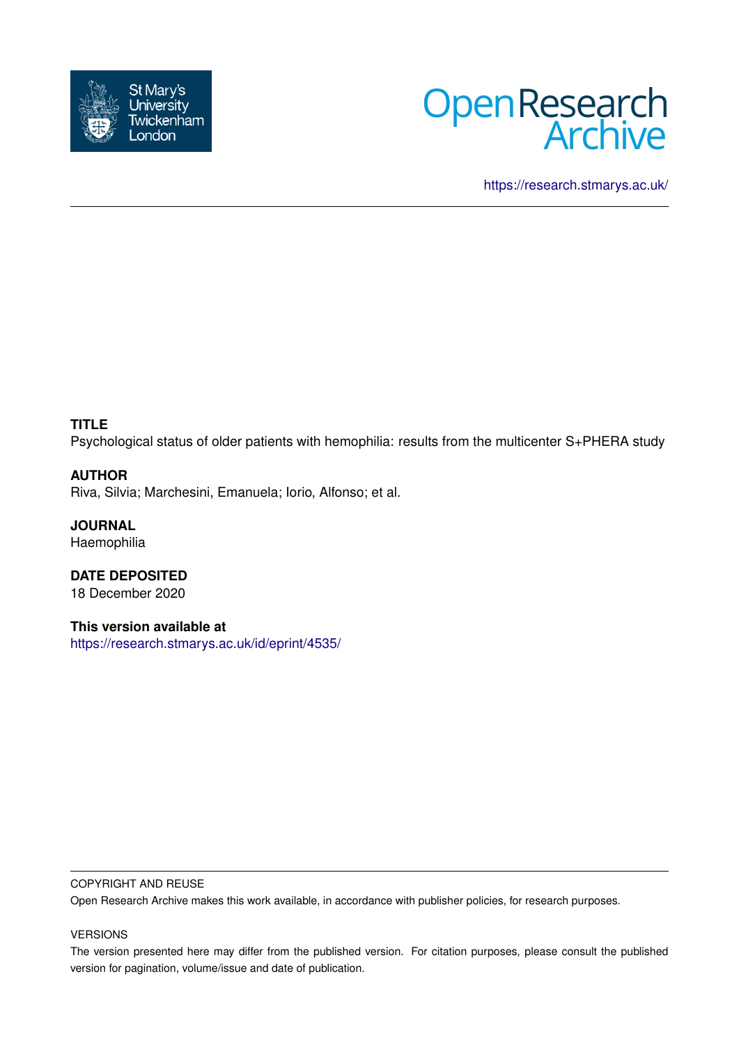St Mary's University Twickenham London

Open Research Archive

https://research.stmarys.ac.uk/

---

**TITLE**

Psychological status of older patients with hemophilia: results from the multicenter S+PHERA study

**AUTHOR**

Riva, Silvia; Marchesini, Emanuela; Iorio, Alfonso; et al.

**JOURNAL**

Haemophilia

**DATE DEPOSITED**

18 December 2020

**This version available at**

https://research.stmarys.ac.uk/id/eprint/4535/

---

COPYRIGHT AND REUSE

Open Research Archive makes this work available, in accordance with publisher policies, for research purposes.

VERSIONS

The version presented here may differ from the published version. For citation purposes, please consult the published version for pagination, volume/issue and date of publication.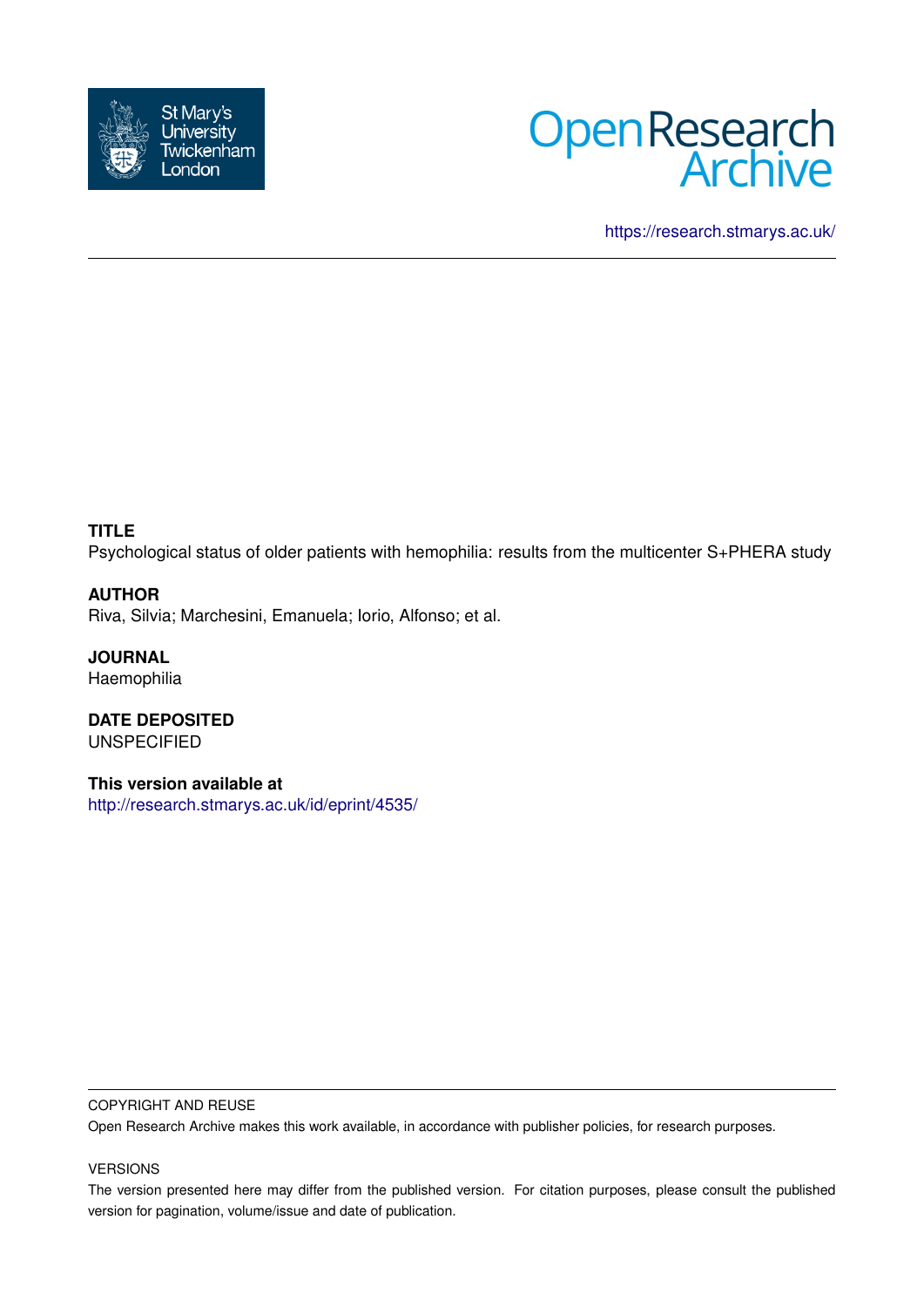https://research.stmarys.ac.uk/

**TITLE**
Psychological status of older patients with hemophilia: results from the multicenter S+PHERA study

**AUTHOR**
Riva, Silvia; Marchesini, Emanuela; Iorio, Alfonso; et al.

**JOURNAL**
Haemophilia

**DATE DEPOSITED**
UNSPECIFIED

**This version available at**
http://research.stmarys.ac.uk/id/eprint/4535/

COPYRIGHT AND REUSE

Open Research Archive makes this work available, in accordance with publisher policies, for research purposes.

VERSIONS

The version presented here may differ from the published version. For citation purposes, please consult the published version for pagination, volume/issue and date of publication.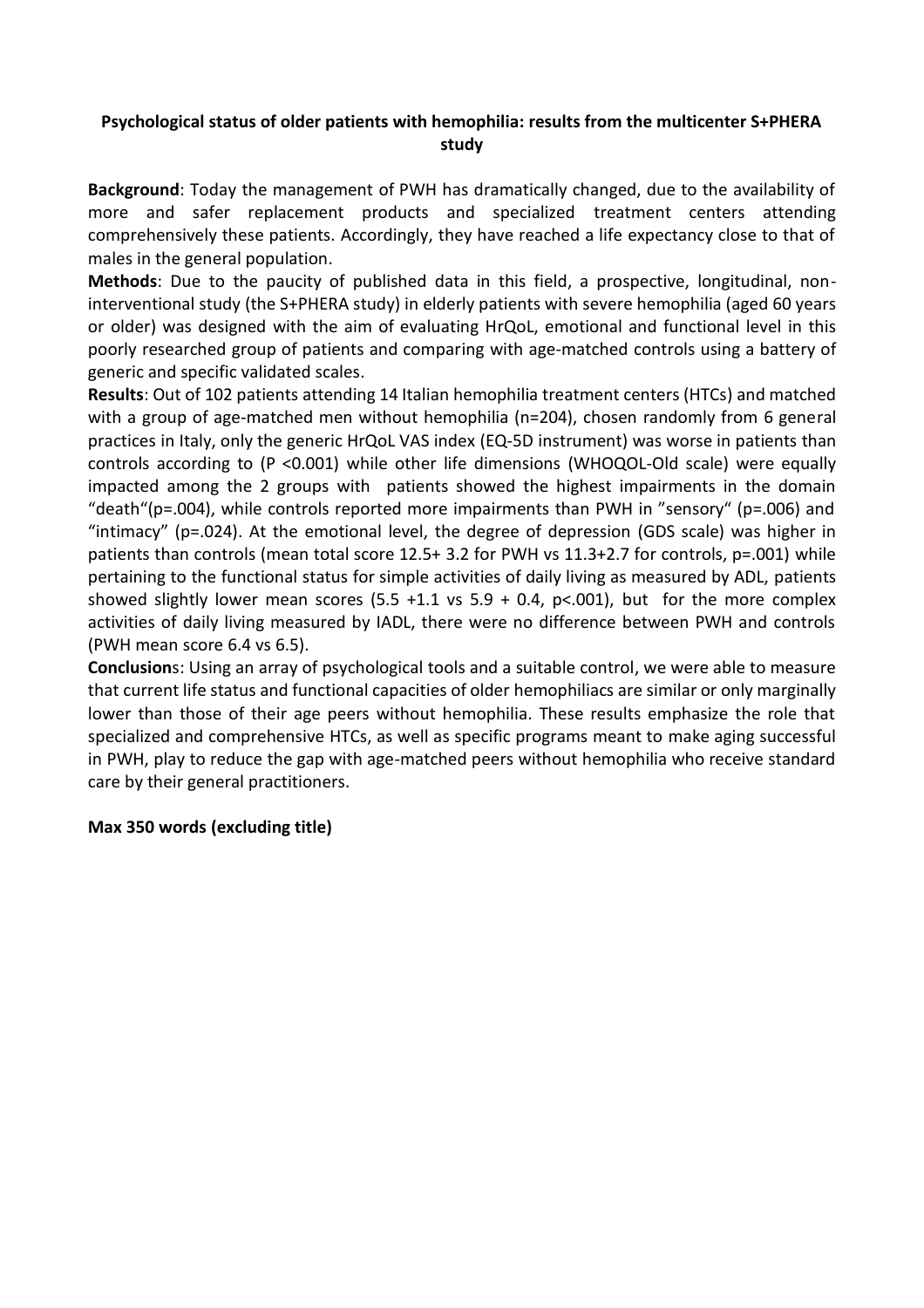**Psychological status of older patients with hemophilia: results from the multicenter S+PHERA study**

**Background**: Today the management of PWH has dramatically changed, due to the availability of more and safer replacement products and specialized treatment centers attending comprehensively these patients. Accordingly, they have reached a life expectancy close to that of males in the general population.

**Methods**: Due to the paucity of published data in this field, a prospective, longitudinal, non-interventional study (the S+PHERA study) in elderly patients with severe hemophilia (aged 60 years or older) was designed with the aim of evaluating HrQoL, emotional and functional level in this poorly researched group of patients and comparing with age-matched controls using a battery of generic and specific validated scales.

**Results**: Out of 102 patients attending 14 Italian hemophilia treatment centers (HTCs) and matched with a group of age-matched men without hemophilia (n=204), chosen randomly from 6 general practices in Italy, only the generic HrQoL VAS index (EQ-5D instrument) was worse in patients than controls according to ($P < 0.001$) while other life dimensions (WHOQOL-Old scale) were equally impacted among the 2 groups with patients showed the highest impairments in the domain "death"($p=.004$), while controls reported more impairments than PWH in "sensory" ($p=.006$) and "intimacy" ($p=.024$). At the emotional level, the degree of depression (GDS scale) was higher in patients than controls (mean total score 12.5+ 3.2 for PWH vs 11.3+2.7 for controls, $p=.001$) while pertaining to the functional status for simple activities of daily living as measured by ADL, patients showed slightly lower mean scores (5.5 +1.1 vs 5.9 + 0.4, $p<.001$), but for the more complex activities of daily living measured by IADL, there were no difference between PWH and controls (PWH mean score 6.4 vs 6.5).

**Conclusions**: Using an array of psychological tools and a suitable control, we were able to measure that current life status and functional capacities of older hemophiliacs are similar or only marginally lower than those of their age peers without hemophilia. These results emphasize the role that specialized and comprehensive HTCs, as well as specific programs meant to make aging successful in PWH, play to reduce the gap with age-matched peers without hemophilia who receive standard care by their general practitioners.

**Max 350 words (excluding title)**